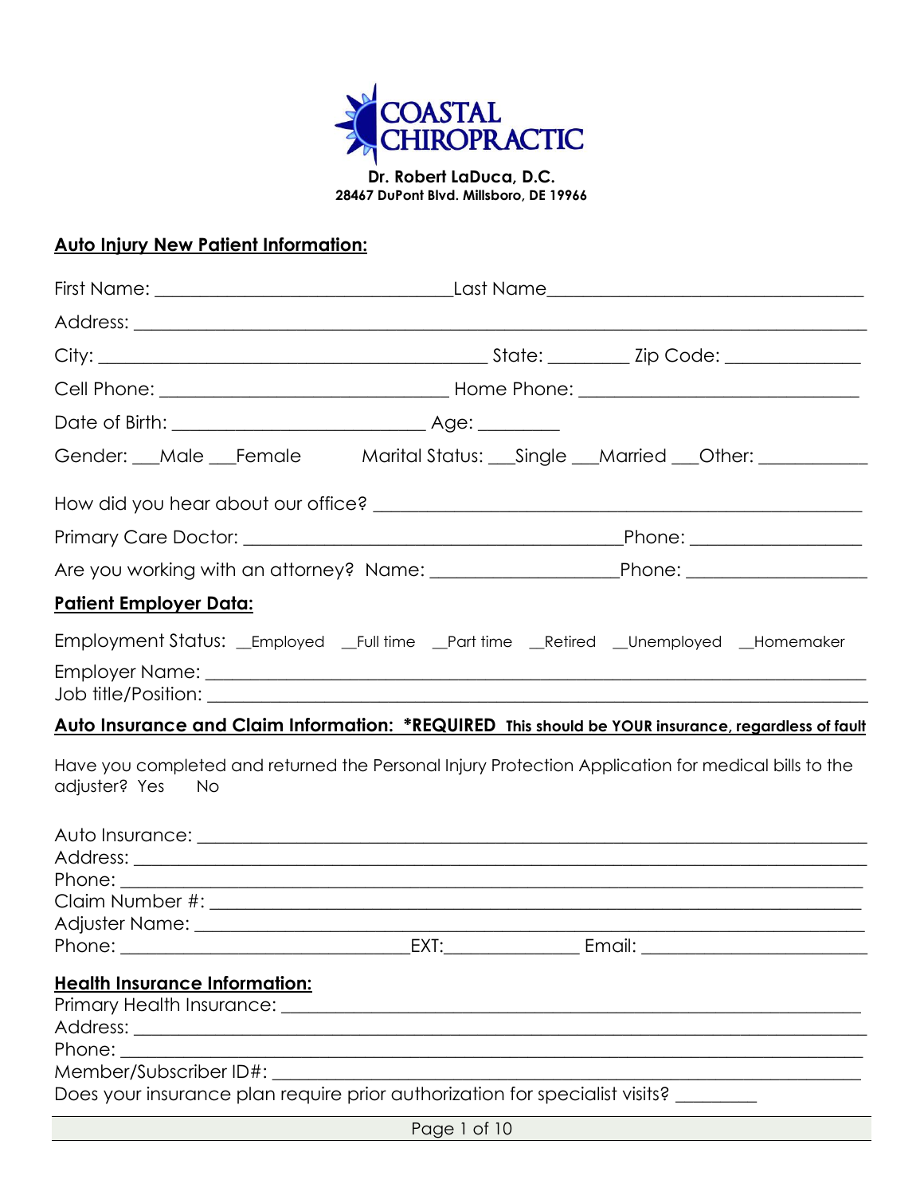**COASTAL CHIROPRACTIC**

**Dr. Robert LaDuca, D.C.**
**28467 DuPont Blvd. Millsboro, DE 19966**

## Auto Injury New Patient Information:

First Name: _______________________________ Last Name_________________________________

Address: _______________________________________________________________________________

City: _______________________________________ State: ________ Zip Code: ______________

Cell Phone: ______________________________ Home Phone: _____________________________

Date of Birth: __________________________ Age: _________

Gender: ___Male ___Female     Marital Status: ___Single ___Married ___Other: ___________

How did you hear about our office? ___________________________________________________

Primary Care Doctor: _______________________________________Phone: _________________

Are you working with an attorney? Name: ___________________Phone: __________________

## Patient Employer Data:

Employment Status: __Employed __Full time __Part time __Retired __Unemployed __Homemaker

Employer Name: ________________________________________________________________________
Job title/Position: ______________________________________________________________________

## Auto Insurance and Claim Information: *REQUIRED This should be YOUR insurance, regardless of fault

Have you completed and returned the Personal Injury Protection Application for medical bills to the adjuster? Yes No

Auto Insurance: _________________________________________________________________________
Address: _______________________________________________________________________________
Phone: ________________________________________________________________________________
Claim Number #: ________________________________________________________________________
Adjuster Name: _________________________________________________________________________
Phone: ________________________________EXT:______________ Email: _______________________

## Health Insurance Information:

Primary Health Insurance: ______________________________________________________________
Address: _______________________________________________________________________________
Phone: ________________________________________________________________________________
Member/Subscriber ID#: _________________________________________________________________
Does your insurance plan require prior authorization for specialist visits? _________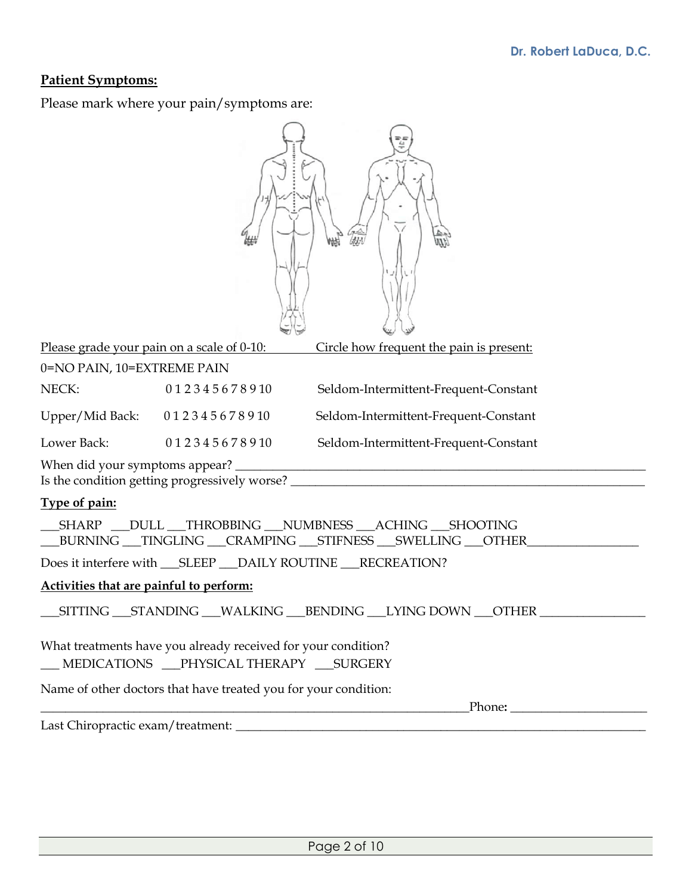## Patient Symptoms:

Please mark where your pain/symptoms are:

| Please grade your pain on a scale of 0-10: | | Circle how frequent the pain is present: |
|---|---|---|
| 0=NO PAIN, 10=EXTREME PAIN | | |
| NECK: | 0 1 2 3 4 5 6 7 8 9 10 | Seldom-Intermittent-Frequent-Constant |
| Upper/Mid Back: | 0 1 2 3 4 5 6 7 8 9 10 | Seldom-Intermittent-Frequent-Constant |
| Lower Back: | 0 1 2 3 4 5 6 7 8 9 10 | Seldom-Intermittent-Frequent-Constant |

When did your symptoms appear? ____________________________________________

Is the condition getting progressively worse? ____________________________________

## Type of pain:

___SHARP ___DULL ___THROBBING ___NUMBNESS ___ACHING ___SHOOTING
___BURNING ___TINGLING ___CRAMPING ___STIFNESS ___SWELLING ___OTHER________________

Does it interfere with ___SLEEP ___DAILY ROUTINE ___RECREATION?

## Activities that are painful to perform:

___SITTING ___STANDING ___WALKING ___BENDING ___LYING DOWN ___OTHER ________________

What treatments have you already received for your condition?
___ MEDICATIONS ___PHYSICAL THERAPY ___SURGERY

Name of other doctors that have treated you for your condition:
_______________________________________________________________Phone: ____________________

Last Chiropractic exam/treatment: ______________________________________________________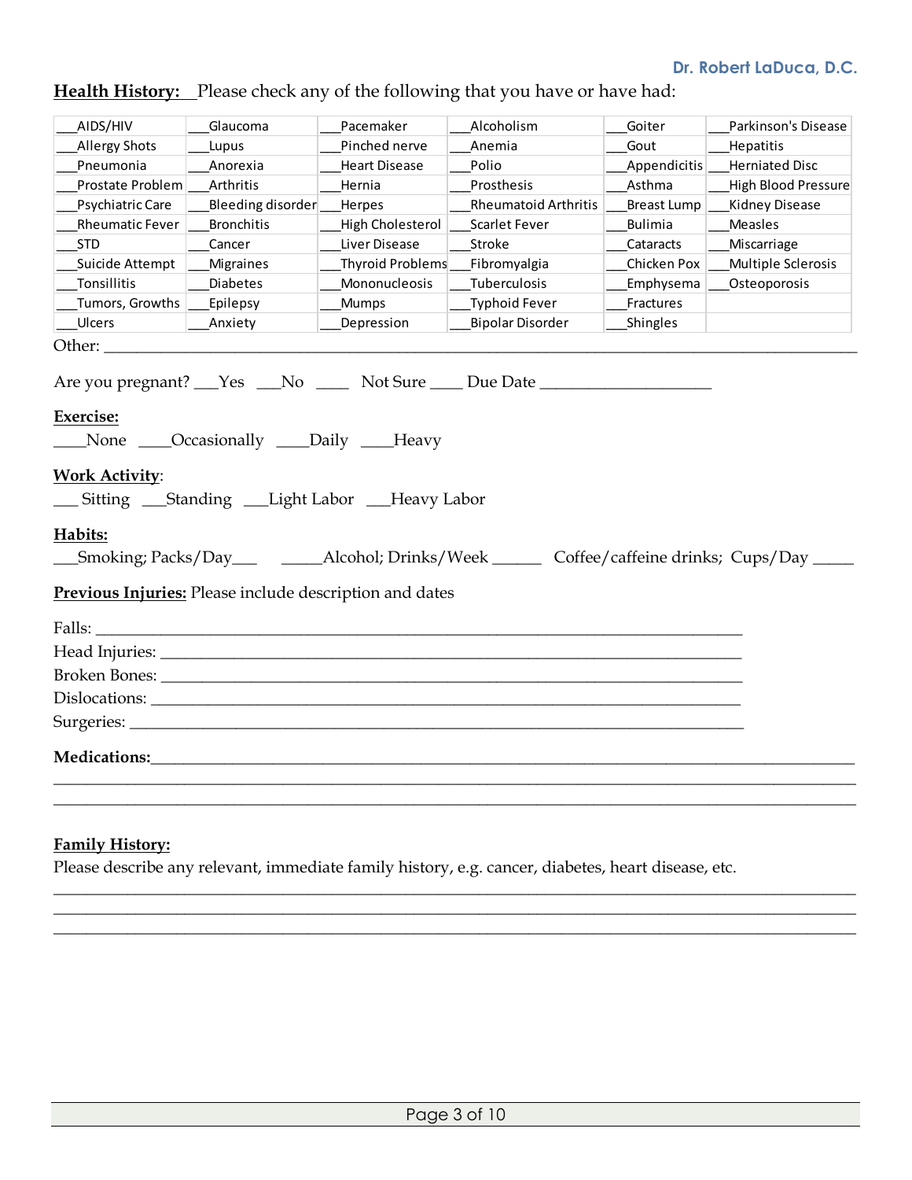Dr. Robert LaDuca, D.C.

**Health History:** Please check any of the following that you have or have had:

| | | | | | |
|---|---|---|---|---|---|
| ___AIDS/HIV | ___Glaucoma | ___Pacemaker | ___Alcoholism | ___Goiter | ___Parkinson's Disease |
| ___Allergy Shots | ___Lupus | ___Pinched nerve | ___Anemia | ___Gout | ___Hepatitis |
| ___Pneumonia | ___Anorexia | ___Heart Disease | ___Polio | ___Appendicitis | ___Herniated Disc |
| ___Prostate Problem | ___Arthritis | ___Hernia | ___Prosthesis | ___Asthma | ___High Blood Pressure |
| ___Psychiatric Care | ___Bleeding disorder | ___Herpes | ___Rheumatoid Arthritis | ___Breast Lump | ___Kidney Disease |
| ___Rheumatic Fever | ___Bronchitis | ___High Cholesterol | ___Scarlet Fever | ___Bulimia | ___Measles |
| ___STD | ___Cancer | ___Liver Disease | ___Stroke | ___Cataracts | ___Miscarriage |
| ___Suicide Attempt | ___Migraines | ___Thyroid Problems | ___Fibromyalgia | ___Chicken Pox | ___Multiple Sclerosis |
| ___Tonsillitis | ___Diabetes | ___Mononucleosis | ___Tuberculosis | ___Emphysema | ___Osteoporosis |
| ___Tumors, Growths | ___Epilepsy | ___Mumps | ___Typhoid Fever | ___Fractures | |
| ___Ulcers | ___Anxiety | ___Depression | ___Bipolar Disorder | ___Shingles | |

Other: ________________________________________________________________________________

Are you pregnant? ___Yes ___No ____ Not Sure ____ Due Date ____________________

**Exercise:**

____None ____Occasionally ____Daily ____Heavy

**Work Activity:**

___ Sitting ___Standing ___Light Labor ___Heavy Labor

**Habits:**

___Smoking; Packs/Day___ _____Alcohol; Drinks/Week ______ Coffee/caffeine drinks; Cups/Day _____

**Previous Injuries:** Please include description and dates

Falls: ___________________________________________________________________________

Head Injuries: _____________________________________________________________________

Broken Bones: _____________________________________________________________________

Dislocations: ______________________________________________________________________

Surgeries: ________________________________________________________________________

**Medications:**_______________________________________________________________________

_____________________________________________________________________________________

_____________________________________________________________________________________

**Family History:**

Please describe any relevant, immediate family history, e.g. cancer, diabetes, heart disease, etc.

_____________________________________________________________________________________

_____________________________________________________________________________________

_____________________________________________________________________________________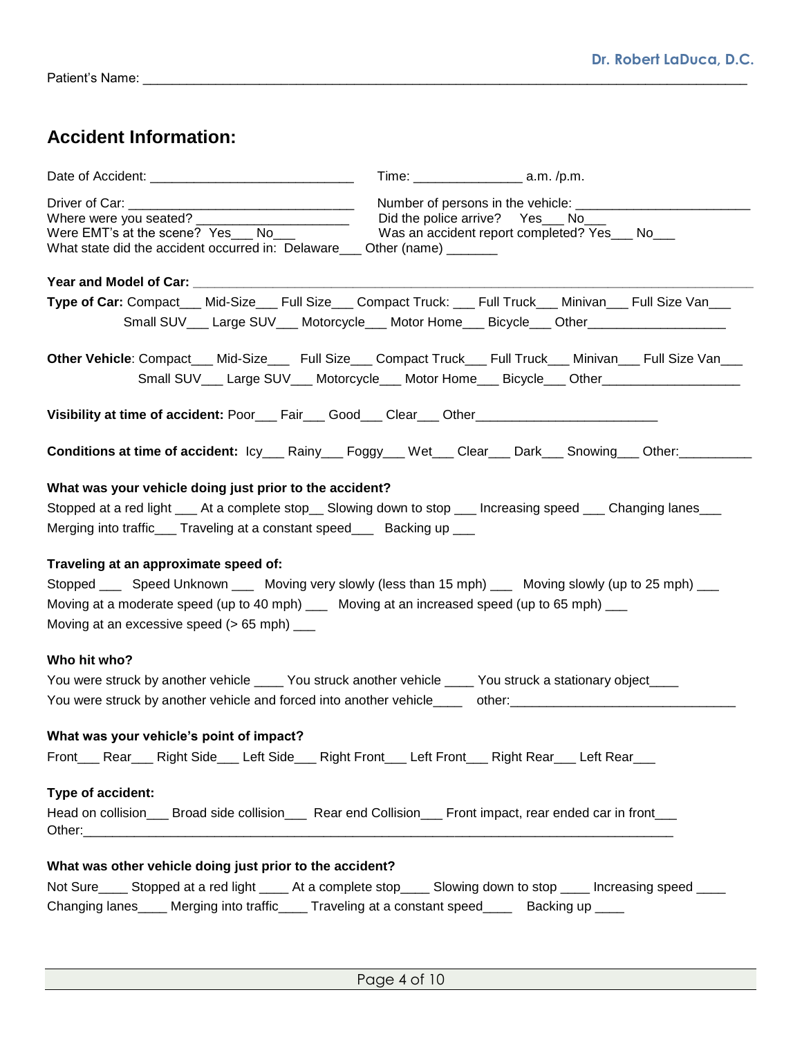Patient's Name: ______________________________________________________________________________

## Accident Information:

Date of Accident: ___________________________ Time: _______________ a.m. /p.m.

Driver of Car: ______________________________ Number of persons in the vehicle: _______________________
Where were you seated? _____________________ Did the police arrive? Yes___ No___
Were EMT's at the scene? Yes___ No___ Was an accident report completed? Yes___ No___
What state did the accident occurred in: Delaware___ Other (name) _______

**Year and Model of Car:** ______________________________________________________________________

**Type of Car:** Compact___ Mid-Size___ Full Size___ Compact Truck: ___ Full Truck___ Minivan___ Full Size Van___
Small SUV___ Large SUV___ Motorcycle___ Motor Home___ Bicycle___ Other___________________

**Other Vehicle**: Compact___ Mid-Size___ Full Size___ Compact Truck___ Full Truck___ Minivan___ Full Size Van___
Small SUV___ Large SUV___ Motorcycle___ Motor Home___ Bicycle___ Other__________________

**Visibility at time of accident:** Poor___ Fair___ Good___ Clear___ Other________________________

**Conditions at time of accident:** Icy___ Rainy___ Foggy___ Wet___ Clear___ Dark___ Snowing___ Other:__________

**What was your vehicle doing just prior to the accident?**

Stopped at a red light ___ At a complete stop__ Slowing down to stop ___ Increasing speed ___ Changing lanes___
Merging into traffic___ Traveling at a constant speed___ Backing up ___

**Traveling at an approximate speed of:**

Stopped ___ Speed Unknown ___ Moving very slowly (less than 15 mph) ___ Moving slowly (up to 25 mph) ___
Moving at a moderate speed (up to 40 mph) ___ Moving at an increased speed (up to 65 mph) ___
Moving at an excessive speed (> 65 mph) ___

**Who hit who?**

You were struck by another vehicle ____ You struck another vehicle ____ You struck a stationary object____
You were struck by another vehicle and forced into another vehicle____ other:______________________________

**What was your vehicle's point of impact?**

Front___ Rear___ Right Side___ Left Side___ Right Front___ Left Front___ Right Rear___ Left Rear___

**Type of accident:**

Head on collision___ Broad side collision___ Rear end Collision___ Front impact, rear ended car in front___
Other:_________________________________________________________________________________

**What was other vehicle doing just prior to the accident?**

Not Sure____ Stopped at a red light ____ At a complete stop____ Slowing down to stop ____ Increasing speed ____
Changing lanes____ Merging into traffic____ Traveling at a constant speed____ Backing up ____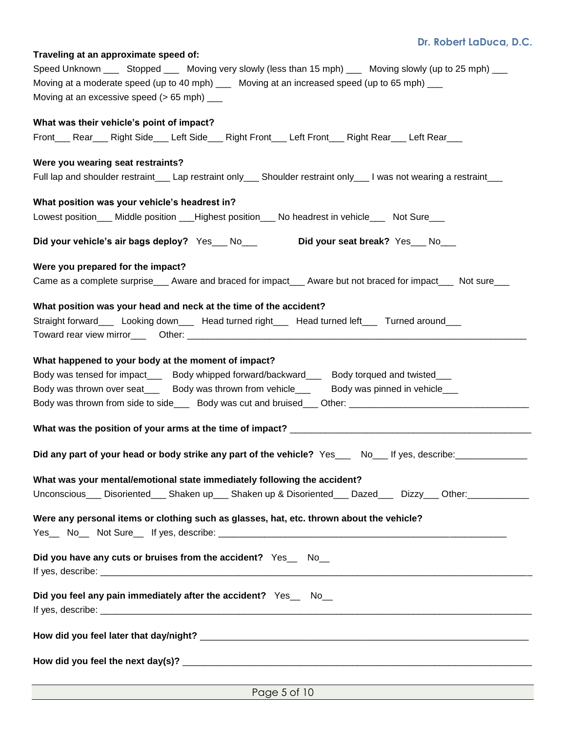**Traveling at an approximate speed of:**

Speed Unknown ___ Stopped ___ Moving very slowly (less than 15 mph) ___ Moving slowly (up to 25 mph) ___
Moving at a moderate speed (up to 40 mph) ___ Moving at an increased speed (up to 65 mph) ___
Moving at an excessive speed (> 65 mph) ___

**What was their vehicle's point of impact?**

Front___ Rear___ Right Side___ Left Side___ Right Front___ Left Front___ Right Rear___ Left Rear___

**Were you wearing seat restraints?**

Full lap and shoulder restraint___ Lap restraint only___ Shoulder restraint only___ I was not wearing a restraint___

**What position was your vehicle's headrest in?**

Lowest position___ Middle position ___Highest position___ No headrest in vehicle___ Not Sure___

**Did your vehicle's air bags deploy?** Yes___ No___ **Did your seat break?** Yes___ No___

**Were you prepared for the impact?**

Came as a complete surprise___ Aware and braced for impact___ Aware but not braced for impact___ Not sure___

**What position was your head and neck at the time of the accident?**

Straight forward___ Looking down___ Head turned right___ Head turned left___ Turned around___
Toward rear view mirror___ Other: ______________________________________________________________

**What happened to your body at the moment of impact?**

Body was tensed for impact___ Body whipped forward/backward___ Body torqued and twisted___
Body was thrown over seat___ Body was thrown from vehicle___ Body was pinned in vehicle___
Body was thrown from side to side___ Body was cut and bruised___ Other: ________________________________

**What was the position of your arms at the time of impact?** _____________________________________________

**Did any part of your head or body strike any part of the vehicle?** Yes___ No___ If yes, describe:______________

**What was your mental/emotional state immediately following the accident?**

Unconscious___ Disoriented___ Shaken up___ Shaken up & Disoriented___ Dazed___ Dizzy___ Other:____________

**Were any personal items or clothing such as glasses, hat, etc. thrown about the vehicle?**

Yes__ No__ Not Sure__ If yes, describe: ______________________________________________________

**Did you have any cuts or bruises from the accident?** Yes__ No__

If yes, describe: _______________________________________________________________________________

**Did you feel any pain immediately after the accident?** Yes__ No__

If yes, describe: _______________________________________________________________________________

**How did you feel later that day/night?** ______________________________________________________________

**How did you feel the next day(s)?** _________________________________________________________________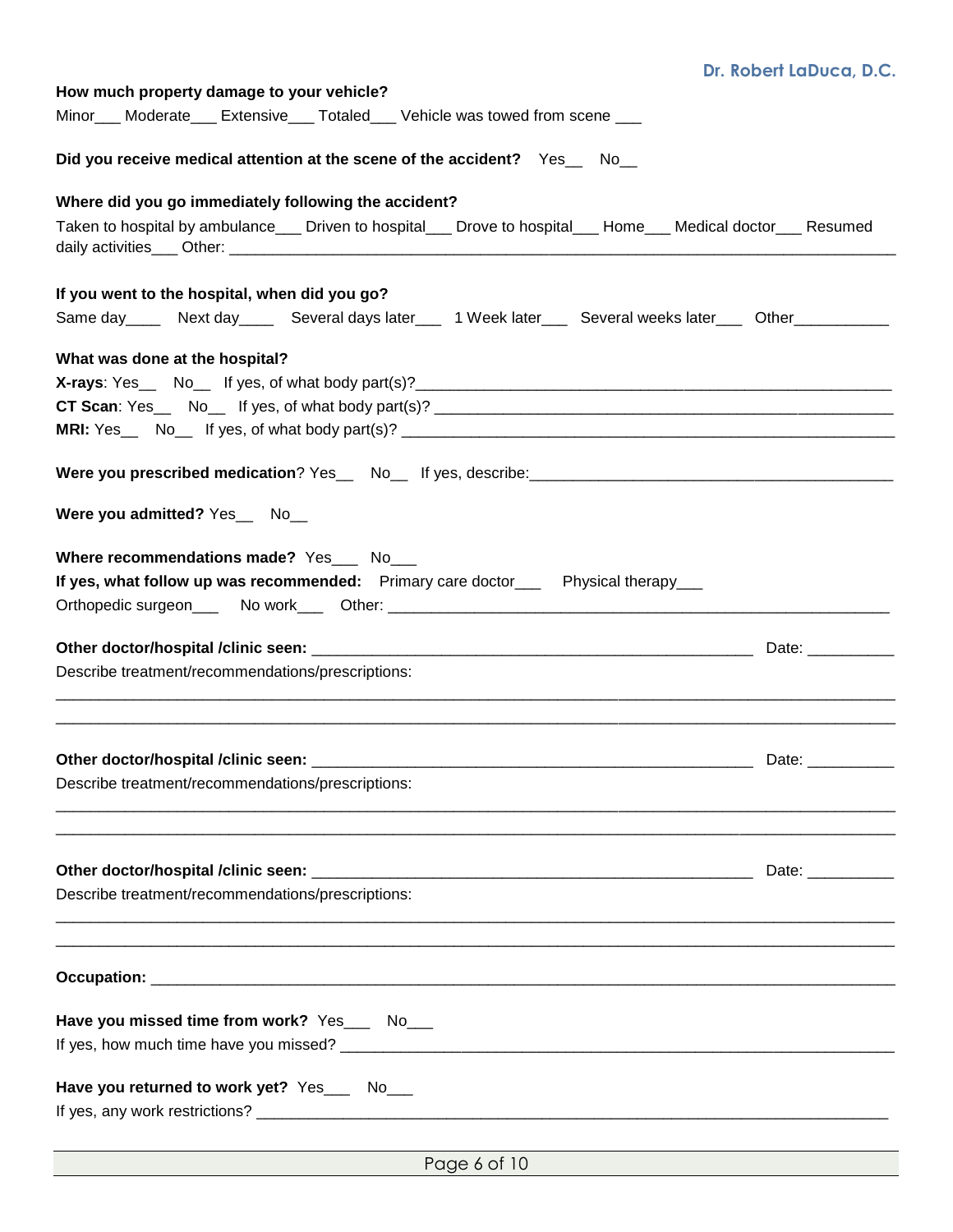**How much property damage to your vehicle?**

Minor___ Moderate___ Extensive___ Totaled___ Vehicle was towed from scene ___

**Did you receive medical attention at the scene of the accident?** Yes__ No__

**Where did you go immediately following the accident?**

Taken to hospital by ambulance___ Driven to hospital___ Drove to hospital___ Home___ Medical doctor___ Resumed daily activities___ Other: ___________________________________________________________________________

**If you went to the hospital, when did you go?**

Same day____ Next day____ Several days later___ 1 Week later___ Several weeks later___ Other__________

**What was done at the hospital?**

**X-rays**: Yes__ No__ If yes, of what body part(s)?______________________________________________________

**CT Scan**: Yes__ No__ If yes, of what body part(s)? ___________________________________________________

**MRI:** Yes__ No__ If yes, of what body part(s)? ______________________________________________________

**Were you prescribed medication**? Yes__ No__ If yes, describe:_________________________________________

**Were you admitted?** Yes__ No__

**Where recommendations made?** Yes___ No___

**If yes, what follow up was recommended:** Primary care doctor___ Physical therapy___

Orthopedic surgeon___ No work___ Other: _________________________________________________________

**Other doctor/hospital /clinic seen:** _______________________________________________ Date: _________

Describe treatment/recommendations/prescriptions:

_____________________________________________________________________________________________

_____________________________________________________________________________________________

**Other doctor/hospital /clinic seen:** _______________________________________________ Date: _________

Describe treatment/recommendations/prescriptions:

_____________________________________________________________________________________________

_____________________________________________________________________________________________

**Other doctor/hospital /clinic seen:** _______________________________________________ Date: _________

Describe treatment/recommendations/prescriptions:

_____________________________________________________________________________________________

_____________________________________________________________________________________________

**Occupation:** _________________________________________________________________________________

**Have you missed time from work?** Yes___ No___

If yes, how much time have you missed? ____________________________________________________________

**Have you returned to work yet?** Yes___ No___

If yes, any work restrictions? ____________________________________________________________________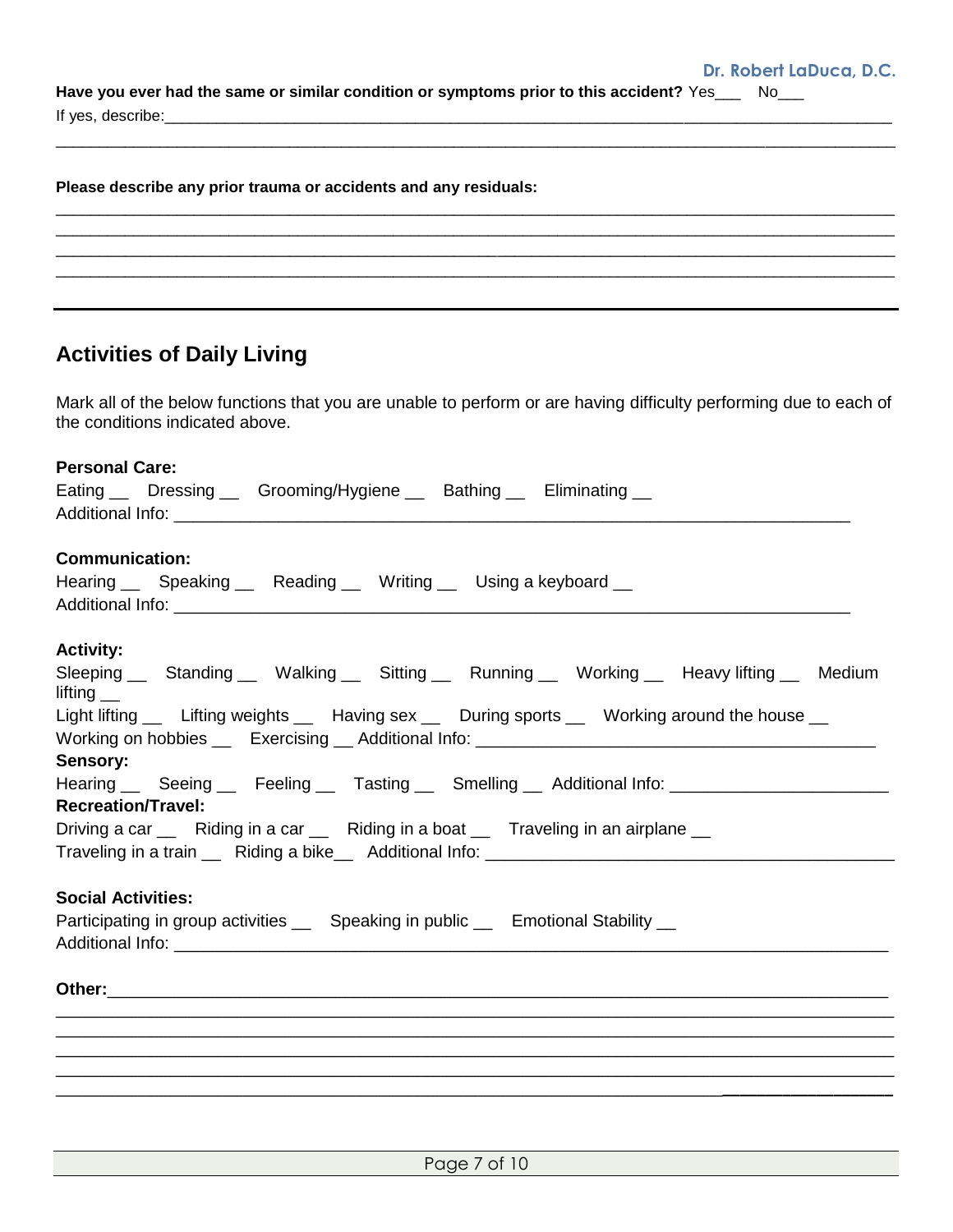**Have you ever had the same or similar condition or symptoms prior to this accident?** Yes___ No___

If yes, describe:___________________________________________________________________________________

_____________________________________________________________________________________________

**Please describe any prior trauma or accidents and any residuals:**

_____________________________________________________________________________________________

_____________________________________________________________________________________________

_____________________________________________________________________________________________

_____________________________________________________________________________________________

---

## Activities of Daily Living

Mark all of the below functions that you are unable to perform or are having difficulty performing due to each of the conditions indicated above.

**Personal Care:**

Eating __ Dressing __ Grooming/Hygiene __ Bathing __ Eliminating __

Additional Info: ___________________________________________________________________

**Communication:**

Hearing __ Speaking __ Reading __ Writing __ Using a keyboard __

Additional Info: ___________________________________________________________________

**Activity:**

Sleeping __ Standing __ Walking __ Sitting __ Running __ Working __ Heavy lifting __ Medium lifting __

Light lifting __ Lifting weights __ Having sex __ During sports __ Working around the house __

Working on hobbies __ Exercising __ Additional Info: ____________________________________

**Sensory:**

Hearing __ Seeing __ Feeling __ Tasting __ Smelling __ Additional Info: ____________________

**Recreation/Travel:**

Driving a car __ Riding in a car __ Riding in a boat __ Traveling in an airplane __

Traveling in a train __ Riding a bike__ Additional Info: ______________________________________

**Social Activities:**

Participating in group activities __ Speaking in public __ Emotional Stability __

Additional Info: ______________________________________________________________________

**Other:**___________________________________________________________________________

_____________________________________________________________________________________________

_____________________________________________________________________________________________

_____________________________________________________________________________________________

_____________________________________________________________________________________________

_____________________________________________________________________________________________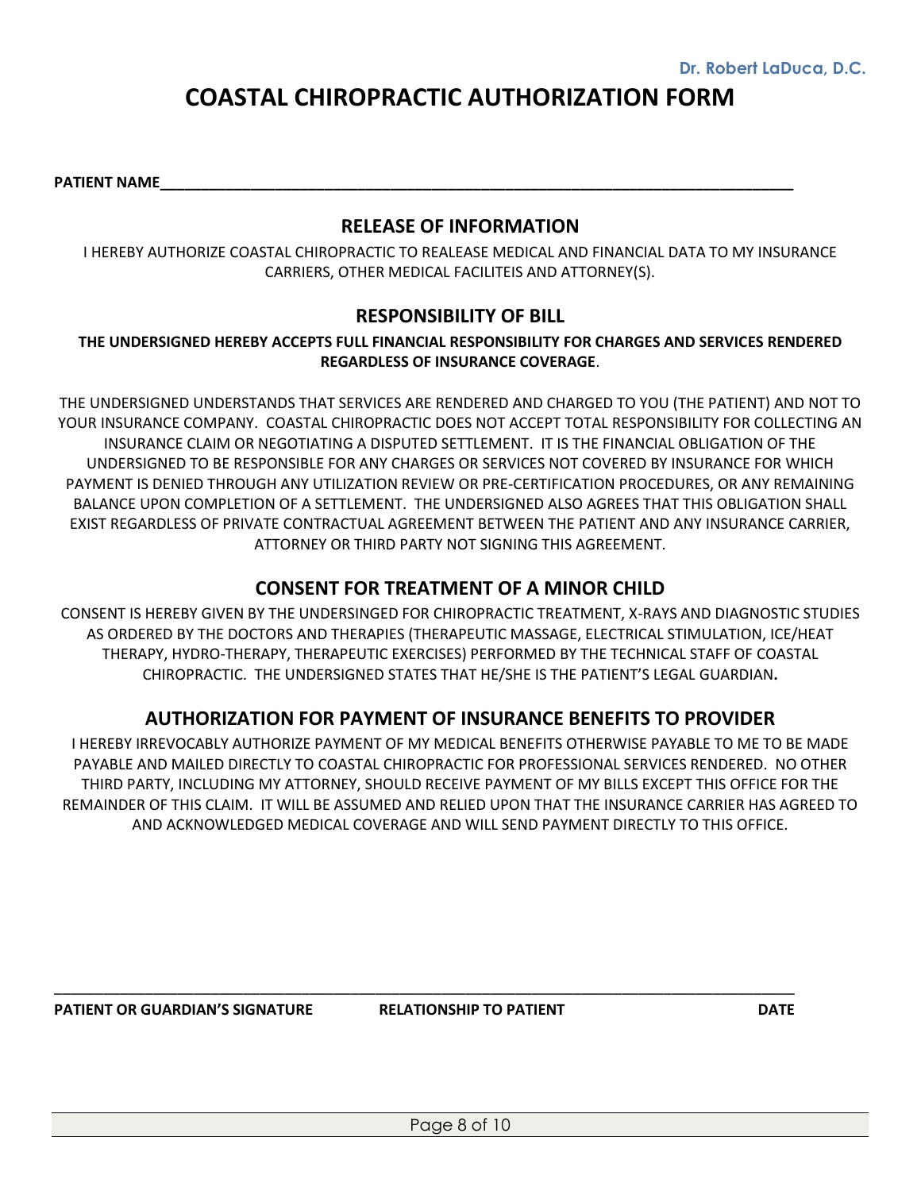Dr. Robert LaDuca, D.C.

# COASTAL CHIROPRACTIC AUTHORIZATION FORM

**PATIENT NAME**_______________________________________________________________________________

## RELEASE OF INFORMATION

I HEREBY AUTHORIZE COASTAL CHIROPRACTIC TO REALEASE MEDICAL AND FINANCIAL DATA TO MY INSURANCE CARRIERS, OTHER MEDICAL FACILITEIS AND ATTORNEY(S).

## RESPONSIBILITY OF BILL

**THE UNDERSIGNED HEREBY ACCEPTS FULL FINANCIAL RESPONSIBILITY FOR CHARGES AND SERVICES RENDERED REGARDLESS OF INSURANCE COVERAGE**.

THE UNDERSIGNED UNDERSTANDS THAT SERVICES ARE RENDERED AND CHARGED TO YOU (THE PATIENT) AND NOT TO YOUR INSURANCE COMPANY. COASTAL CHIROPRACTIC DOES NOT ACCEPT TOTAL RESPONSIBILITY FOR COLLECTING AN INSURANCE CLAIM OR NEGOTIATING A DISPUTED SETTLEMENT. IT IS THE FINANCIAL OBLIGATION OF THE UNDERSIGNED TO BE RESPONSIBLE FOR ANY CHARGES OR SERVICES NOT COVERED BY INSURANCE FOR WHICH PAYMENT IS DENIED THROUGH ANY UTILIZATION REVIEW OR PRE-CERTIFICATION PROCEDURES, OR ANY REMAINING BALANCE UPON COMPLETION OF A SETTLEMENT. THE UNDERSIGNED ALSO AGREES THAT THIS OBLIGATION SHALL EXIST REGARDLESS OF PRIVATE CONTRACTUAL AGREEMENT BETWEEN THE PATIENT AND ANY INSURANCE CARRIER, ATTORNEY OR THIRD PARTY NOT SIGNING THIS AGREEMENT.

## CONSENT FOR TREATMENT OF A MINOR CHILD

CONSENT IS HEREBY GIVEN BY THE UNDERSINGED FOR CHIROPRACTIC TREATMENT, X-RAYS AND DIAGNOSTIC STUDIES AS ORDERED BY THE DOCTORS AND THERAPIES (THERAPEUTIC MASSAGE, ELECTRICAL STIMULATION, ICE/HEAT THERAPY, HYDRO-THERAPY, THERAPEUTIC EXERCISES) PERFORMED BY THE TECHNICAL STAFF OF COASTAL CHIROPRACTIC. THE UNDERSIGNED STATES THAT HE/SHE IS THE PATIENT'S LEGAL GUARDIAN**.**

## AUTHORIZATION FOR PAYMENT OF INSURANCE BENEFITS TO PROVIDER

I HEREBY IRREVOCABLY AUTHORIZE PAYMENT OF MY MEDICAL BENEFITS OTHERWISE PAYABLE TO ME TO BE MADE PAYABLE AND MAILED DIRECTLY TO COASTAL CHIROPRACTIC FOR PROFESSIONAL SERVICES RENDERED. NO OTHER THIRD PARTY, INCLUDING MY ATTORNEY, SHOULD RECEIVE PAYMENT OF MY BILLS EXCEPT THIS OFFICE FOR THE REMAINDER OF THIS CLAIM. IT WILL BE ASSUMED AND RELIED UPON THAT THE INSURANCE CARRIER HAS AGREED TO AND ACKNOWLEDGED MEDICAL COVERAGE AND WILL SEND PAYMENT DIRECTLY TO THIS OFFICE.

_______________________________________________________________________________________________

**PATIENT OR GUARDIAN'S SIGNATURE** **RELATIONSHIP TO PATIENT** **DATE**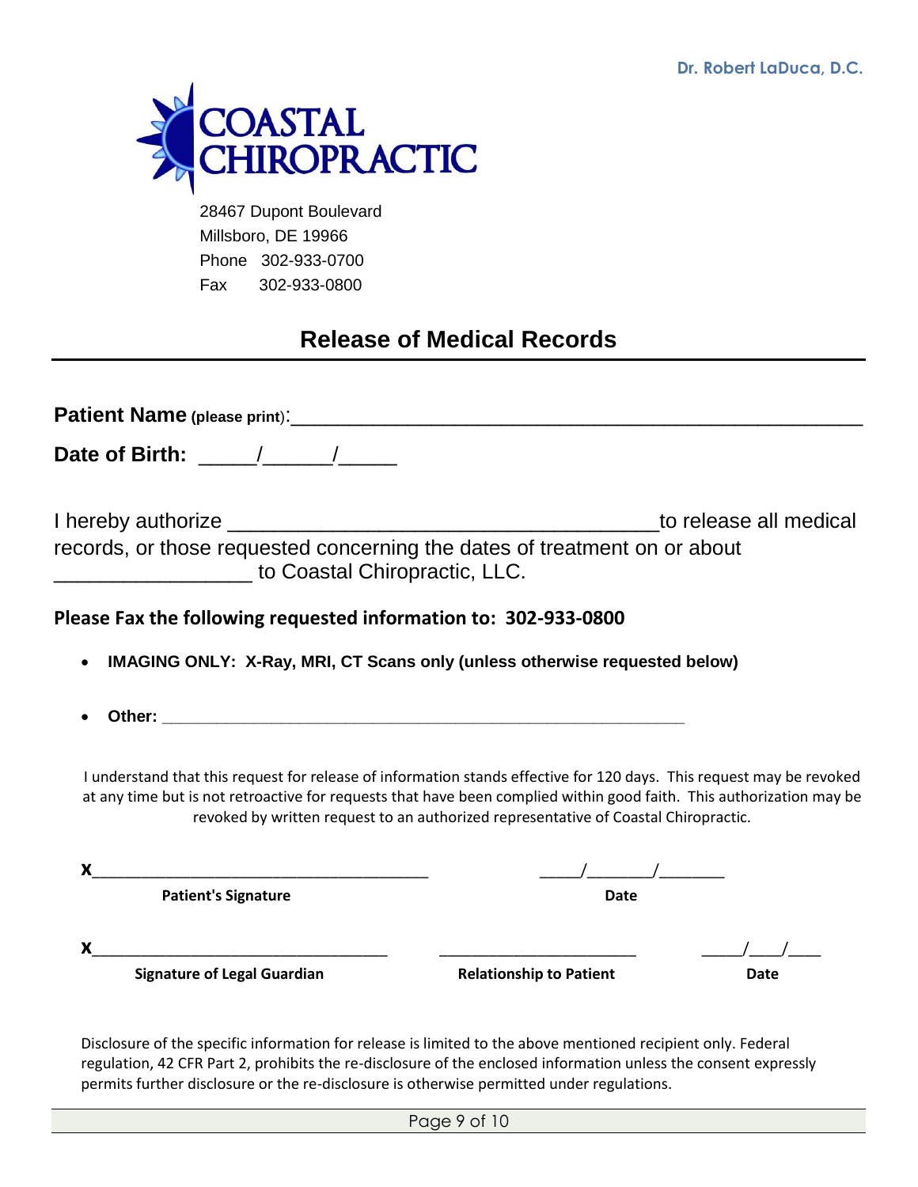Dr. Robert LaDuca, D.C.

**COASTAL CHIROPRACTIC**

28467 Dupont Boulevard
Millsboro, DE 19966
Phone 302-933-0700
Fax 302-933-0800

# Release of Medical Records

**Patient Name** (please print):_____________________________________________

**Date of Birth:** _____/______/_____

I hereby authorize _____________________________________to release all medical records, or those requested concerning the dates of treatment on or about _________________ to Coastal Chiropractic, LLC.

**Please Fax the following requested information to: 302-933-0800**

- **IMAGING ONLY: X-Ray, MRI, CT Scans only (unless otherwise requested below)**
- **Other:** ___________________________________________________________

I understand that this request for release of information stands effective for 120 days. This request may be revoked at any time but is not retroactive for requests that have been complied within good faith. This authorization may be revoked by written request to an authorized representative of Coastal Chiropractic.

**X**______________________________________ _____/_______/_______
**Patient's Signature** **Date**

**X**__________________________________ _______________________ _____/___/____
**Signature of Legal Guardian** **Relationship to Patient** **Date**

Disclosure of the specific information for release is limited to the above mentioned recipient only. Federal regulation, 42 CFR Part 2, prohibits the re-disclosure of the enclosed information unless the consent expressly permits further disclosure or the re-disclosure is otherwise permitted under regulations.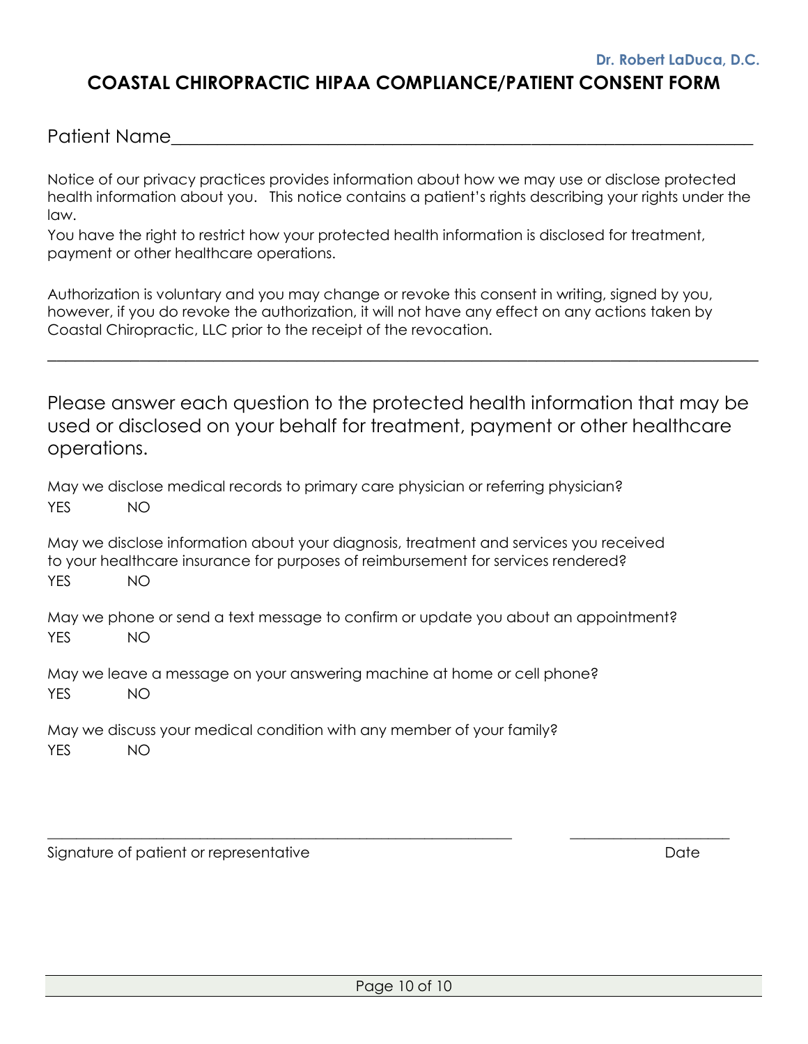**Dr. Robert LaDuca, D.C.**

# COASTAL CHIROPRACTIC HIPAA COMPLIANCE/PATIENT CONSENT FORM

Patient Name_______________________________________________________________

Notice of our privacy practices provides information about how we may use or disclose protected health information about you. This notice contains a patient's rights describing your rights under the law.
You have the right to restrict how your protected health information is disclosed for treatment, payment or other healthcare operations.

Authorization is voluntary and you may change or revoke this consent in writing, signed by you, however, if you do revoke the authorization, it will not have any effect on any actions taken by Coastal Chiropractic, LLC prior to the receipt of the revocation.

---

Please answer each question to the protected health information that may be used or disclosed on your behalf for treatment, payment or other healthcare operations.

May we disclose medical records to primary care physician or referring physician?
YES NO

May we disclose information about your diagnosis, treatment and services you received to your healthcare insurance for purposes of reimbursement for services rendered?
YES NO

May we phone or send a text message to confirm or update you about an appointment?
YES NO

May we leave a message on your answering machine at home or cell phone?
YES NO

May we discuss your medical condition with any member of your family?
YES NO

_______________________________________________ _______________
Signature of patient or representative Date